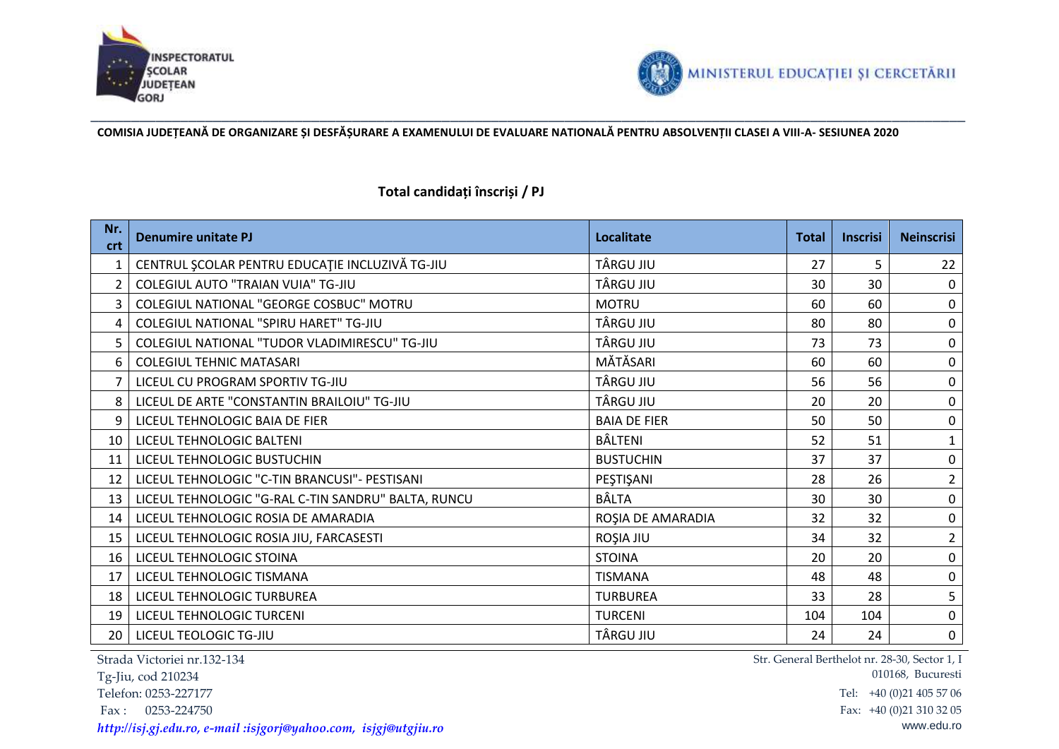INSPECTORATUL ȘCOLAR JUDEȚEAN GORJ

MINISTERUL EDUCAȚIEI ȘI CERCETĂRII

**COMISIA JUDEȚEANĂ DE ORGANIZARE ȘI DESFĂȘURARE A EXAMENULUI DE EVALUARE NATIONALĂ PENTRU ABSOLVENȚII CLASEI A VIII-A- SESIUNEA 2020**

## Total candidați înscriși / PJ

| Nr. crt | Denumire unitate PJ | Localitate | Total | Inscrisi | Neinscrisi |
|---|---|---|---|---|---|
| 1 | CENTRUL ŞCOLAR PENTRU EDUCAŢIE INCLUZIVĂ TG-JIU | TÂRGU JIU | 27 | 5 | 22 |
| 2 | COLEGIUL AUTO "TRAIAN VUIA" TG-JIU | TÂRGU JIU | 30 | 30 | 0 |
| 3 | COLEGIUL NATIONAL "GEORGE COSBUC" MOTRU | MOTRU | 60 | 60 | 0 |
| 4 | COLEGIUL NATIONAL "SPIRU HARET" TG-JIU | TÂRGU JIU | 80 | 80 | 0 |
| 5 | COLEGIUL NATIONAL "TUDOR VLADIMIRESCU" TG-JIU | TÂRGU JIU | 73 | 73 | 0 |
| 6 | COLEGIUL TEHNIC MATASARI | MĂTĂSARI | 60 | 60 | 0 |
| 7 | LICEUL CU PROGRAM SPORTIV TG-JIU | TÂRGU JIU | 56 | 56 | 0 |
| 8 | LICEUL DE ARTE "CONSTANTIN BRAILOIU" TG-JIU | TÂRGU JIU | 20 | 20 | 0 |
| 9 | LICEUL TEHNOLOGIC BAIA DE FIER | BAIA DE FIER | 50 | 50 | 0 |
| 10 | LICEUL TEHNOLOGIC BALTENI | BÂLTENI | 52 | 51 | 1 |
| 11 | LICEUL TEHNOLOGIC BUSTUCHIN | BUSTUCHIN | 37 | 37 | 0 |
| 12 | LICEUL TEHNOLOGIC "C-TIN BRANCUSI"- PESTISANI | PEŞTIŞANI | 28 | 26 | 2 |
| 13 | LICEUL TEHNOLOGIC "G-RAL C-TIN SANDRU" BALTA, RUNCU | BÂLTA | 30 | 30 | 0 |
| 14 | LICEUL TEHNOLOGIC ROSIA DE AMARADIA | ROŞIA DE AMARADIA | 32 | 32 | 0 |
| 15 | LICEUL TEHNOLOGIC ROSIA JIU, FARCASESTI | ROŞIA JIU | 34 | 32 | 2 |
| 16 | LICEUL TEHNOLOGIC STOINA | STOINA | 20 | 20 | 0 |
| 17 | LICEUL TEHNOLOGIC TISMANA | TISMANA | 48 | 48 | 0 |
| 18 | LICEUL TEHNOLOGIC TURBUREA | TURBUREA | 33 | 28 | 5 |
| 19 | LICEUL TEHNOLOGIC TURCENI | TURCENI | 104 | 104 | 0 |
| 20 | LICEUL TEOLOGIC TG-JIU | TÂRGU JIU | 24 | 24 | 0 |

Strada Victoriei nr.132-134
Tg-Jiu, cod 210234
Telefon: 0253-227177
Fax : 0253-224750
*http://isj.gj.edu.ro, e-mail :isjgorj@yahoo.com, isjgj@utgjiu.ro*

Str. General Berthelot nr. 28-30, Sector 1, I
010168, Bucuresti
Tel: +40 (0)21 405 57 06
Fax: +40 (0)21 310 32 05
www.edu.ro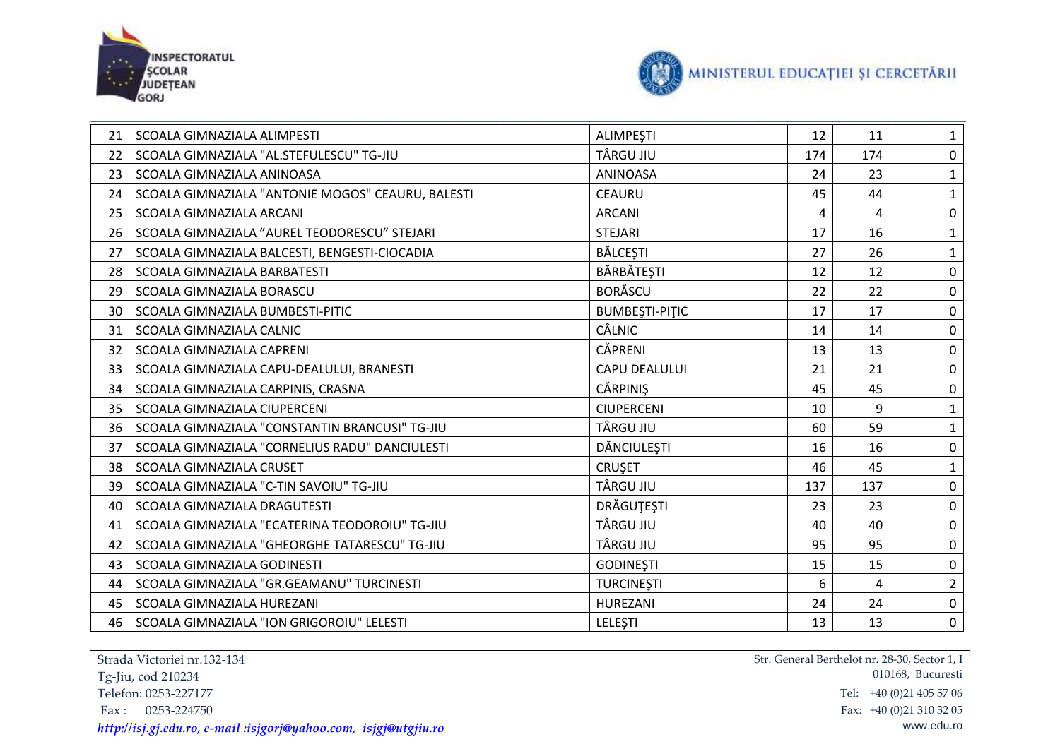| | | | | | |
|---|---|---|---|---|---|
| 21 | SCOALA GIMNAZIALA ALIMPESTI | ALIMPEŞTI | 12 | 11 | 1 |
| 22 | SCOALA GIMNAZIALA "AL.STEFULESCU" TG-JIU | TÂRGU JIU | 174 | 174 | 0 |
| 23 | SCOALA GIMNAZIALA ANINOASA | ANINOASA | 24 | 23 | 1 |
| 24 | SCOALA GIMNAZIALA "ANTONIE MOGOS" CEAURU, BALESTI | CEAURU | 45 | 44 | 1 |
| 25 | SCOALA GIMNAZIALA ARCANI | ARCANI | 4 | 4 | 0 |
| 26 | SCOALA GIMNAZIALA "AUREL TEODORESCU" STEJARI | STEJARI | 17 | 16 | 1 |
| 27 | SCOALA GIMNAZIALA BALCESTI, BENGESTI-CIOCADIA | BĂLCEŞTI | 27 | 26 | 1 |
| 28 | SCOALA GIMNAZIALA BARBATESTI | BĂRBĂTEŞTI | 12 | 12 | 0 |
| 29 | SCOALA GIMNAZIALA BORASCU | BORĂSCU | 22 | 22 | 0 |
| 30 | SCOALA GIMNAZIALA BUMBESTI-PITIC | BUMBEŞTI-PIŢIC | 17 | 17 | 0 |
| 31 | SCOALA GIMNAZIALA CALNIC | CÂLNIC | 14 | 14 | 0 |
| 32 | SCOALA GIMNAZIALA CAPRENI | CĂPRENI | 13 | 13 | 0 |
| 33 | SCOALA GIMNAZIALA CAPU-DEALULUI, BRANESTI | CAPU DEALULUI | 21 | 21 | 0 |
| 34 | SCOALA GIMNAZIALA CARPINIS, CRASNA | CĂRPINIŞ | 45 | 45 | 0 |
| 35 | SCOALA GIMNAZIALA CIUPERCENI | CIUPERCENI | 10 | 9 | 1 |
| 36 | SCOALA GIMNAZIALA "CONSTANTIN BRANCUSI" TG-JIU | TÂRGU JIU | 60 | 59 | 1 |
| 37 | SCOALA GIMNAZIALA "CORNELIUS RADU" DANCIULESTI | DĂNCIULEŞTI | 16 | 16 | 0 |
| 38 | SCOALA GIMNAZIALA CRUSET | CRUŞET | 46 | 45 | 1 |
| 39 | SCOALA GIMNAZIALA "C-TIN SAVOIU" TG-JIU | TÂRGU JIU | 137 | 137 | 0 |
| 40 | SCOALA GIMNAZIALA DRAGUTESTI | DRĂGUŢEŞTI | 23 | 23 | 0 |
| 41 | SCOALA GIMNAZIALA "ECATERINA TEODOROIU" TG-JIU | TÂRGU JIU | 40 | 40 | 0 |
| 42 | SCOALA GIMNAZIALA "GHEORGHE TATARESCU" TG-JIU | TÂRGU JIU | 95 | 95 | 0 |
| 43 | SCOALA GIMNAZIALA GODINESTI | GODINEŞTI | 15 | 15 | 0 |
| 44 | SCOALA GIMNAZIALA "GR.GEAMANU" TURCINESTI | TURCINEŞTI | 6 | 4 | 2 |
| 45 | SCOALA GIMNAZIALA HUREZANI | HUREZANI | 24 | 24 | 0 |
| 46 | SCOALA GIMNAZIALA "ION GRIGOROIU" LELESTI | LELEŞTI | 13 | 13 | 0 |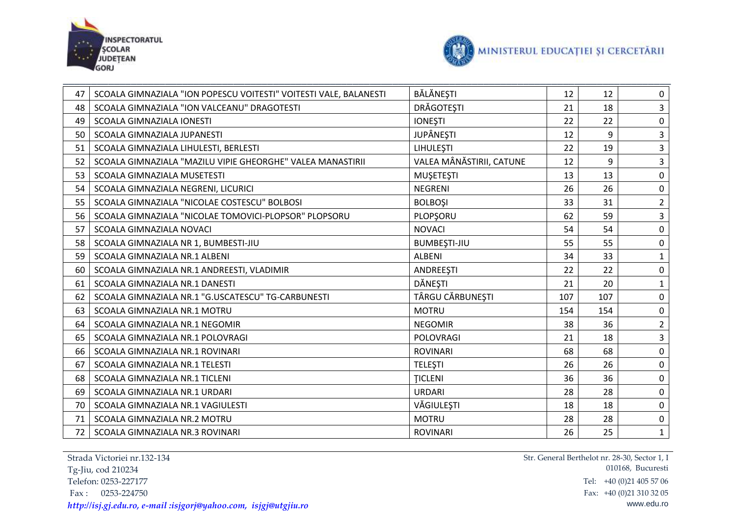| 47 | SCOALA GIMNAZIALA "ION POPESCU VOITESTI" VOITESTI VALE, BALANESTI | BĂLĂNEŞTI | 12 | 12 | 0 |
|---|---|---|---|---|---|
| 48 | SCOALA GIMNAZIALA "ION VALCEANU" DRAGOTESTI | DRĂGOTEŞTI | 21 | 18 | 3 |
| 49 | SCOALA GIMNAZIALA IONESTI | IONEŞTI | 22 | 22 | 0 |
| 50 | SCOALA GIMNAZIALA JUPANESTI | JUPÂNEŞTI | 12 | 9 | 3 |
| 51 | SCOALA GIMNAZIALA LIHULESTI, BERLESTI | LIHULEŞTI | 22 | 19 | 3 |
| 52 | SCOALA GIMNAZIALA "MAZILU VIPIE GHEORGHE" VALEA MANASTIRII | VALEA MÂNĂSTIRII, CATUNE | 12 | 9 | 3 |
| 53 | SCOALA GIMNAZIALA MUSETESTI | MUŞETEŞTI | 13 | 13 | 0 |
| 54 | SCOALA GIMNAZIALA NEGRENI, LICURICI | NEGRENI | 26 | 26 | 0 |
| 55 | SCOALA GIMNAZIALA "NICOLAE COSTESCU" BOLBOSI | BOLBOŞI | 33 | 31 | 2 |
| 56 | SCOALA GIMNAZIALA "NICOLAE TOMOVICI-PLOPSOR" PLOPSORU | PLOPŞORU | 62 | 59 | 3 |
| 57 | SCOALA GIMNAZIALA NOVACI | NOVACI | 54 | 54 | 0 |
| 58 | SCOALA GIMNAZIALA NR 1, BUMBESTI-JIU | BUMBEŞTI-JIU | 55 | 55 | 0 |
| 59 | SCOALA GIMNAZIALA NR.1 ALBENI | ALBENI | 34 | 33 | 1 |
| 60 | SCOALA GIMNAZIALA NR.1 ANDREESTI, VLADIMIR | ANDREEŞTI | 22 | 22 | 0 |
| 61 | SCOALA GIMNAZIALA NR.1 DANESTI | DĂNEŞTI | 21 | 20 | 1 |
| 62 | SCOALA GIMNAZIALA NR.1 "G.USCATESCU" TG-CARBUNESTI | TÂRGU CĂRBUNEŞTI | 107 | 107 | 0 |
| 63 | SCOALA GIMNAZIALA NR.1 MOTRU | MOTRU | 154 | 154 | 0 |
| 64 | SCOALA GIMNAZIALA NR.1 NEGOMIR | NEGOMIR | 38 | 36 | 2 |
| 65 | SCOALA GIMNAZIALA NR.1 POLOVRAGI | POLOVRAGI | 21 | 18 | 3 |
| 66 | SCOALA GIMNAZIALA NR.1 ROVINARI | ROVINARI | 68 | 68 | 0 |
| 67 | SCOALA GIMNAZIALA NR.1 TELESTI | TELEŞTI | 26 | 26 | 0 |
| 68 | SCOALA GIMNAZIALA NR.1 TICLENI | ŢICLENI | 36 | 36 | 0 |
| 69 | SCOALA GIMNAZIALA NR.1 URDARI | URDARI | 28 | 28 | 0 |
| 70 | SCOALA GIMNAZIALA NR.1 VAGIULESTI | VĂGIULEŞTI | 18 | 18 | 0 |
| 71 | SCOALA GIMNAZIALA NR.2 MOTRU | MOTRU | 28 | 28 | 0 |
| 72 | SCOALA GIMNAZIALA NR.3 ROVINARI | ROVINARI | 26 | 25 | 1 |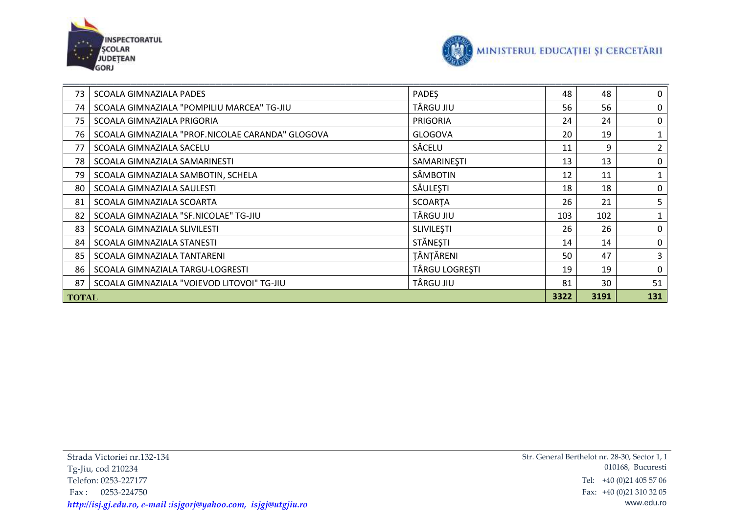| | | | | | |
|---|---|---|---|---|---|
| 73 | SCOALA GIMNAZIALA PADES | PADEŞ | 48 | 48 | 0 |
| 74 | SCOALA GIMNAZIALA "POMPILIU MARCEA" TG-JIU | TÂRGU JIU | 56 | 56 | 0 |
| 75 | SCOALA GIMNAZIALA PRIGORIA | PRIGORIA | 24 | 24 | 0 |
| 76 | SCOALA GIMNAZIALA "PROF.NICOLAE CARANDA" GLOGOVA | GLOGOVA | 20 | 19 | 1 |
| 77 | SCOALA GIMNAZIALA SACELU | SĂCELU | 11 | 9 | 2 |
| 78 | SCOALA GIMNAZIALA SAMARINESTI | SAMARINEŞTI | 13 | 13 | 0 |
| 79 | SCOALA GIMNAZIALA SAMBOTIN, SCHELA | SÂMBOTIN | 12 | 11 | 1 |
| 80 | SCOALA GIMNAZIALA SAULESTI | SĂULEŞTI | 18 | 18 | 0 |
| 81 | SCOALA GIMNAZIALA SCOARTA | SCOARŢA | 26 | 21 | 5 |
| 82 | SCOALA GIMNAZIALA "SF.NICOLAE" TG-JIU | TÂRGU JIU | 103 | 102 | 1 |
| 83 | SCOALA GIMNAZIALA SLIVILESTI | SLIVILEŞTI | 26 | 26 | 0 |
| 84 | SCOALA GIMNAZIALA STANESTI | STĂNEŞTI | 14 | 14 | 0 |
| 85 | SCOALA GIMNAZIALA TANTARENI | ŢÂNŢĂRENI | 50 | 47 | 3 |
| 86 | SCOALA GIMNAZIALA TARGU-LOGRESTI | TÂRGU LOGREŞTI | 19 | 19 | 0 |
| 87 | SCOALA GIMNAZIALA "VOIEVOD LITOVOI" TG-JIU | TÂRGU JIU | 81 | 30 | 51 |
| **TOTAL** | | | **3322** | **3191** | **131** |